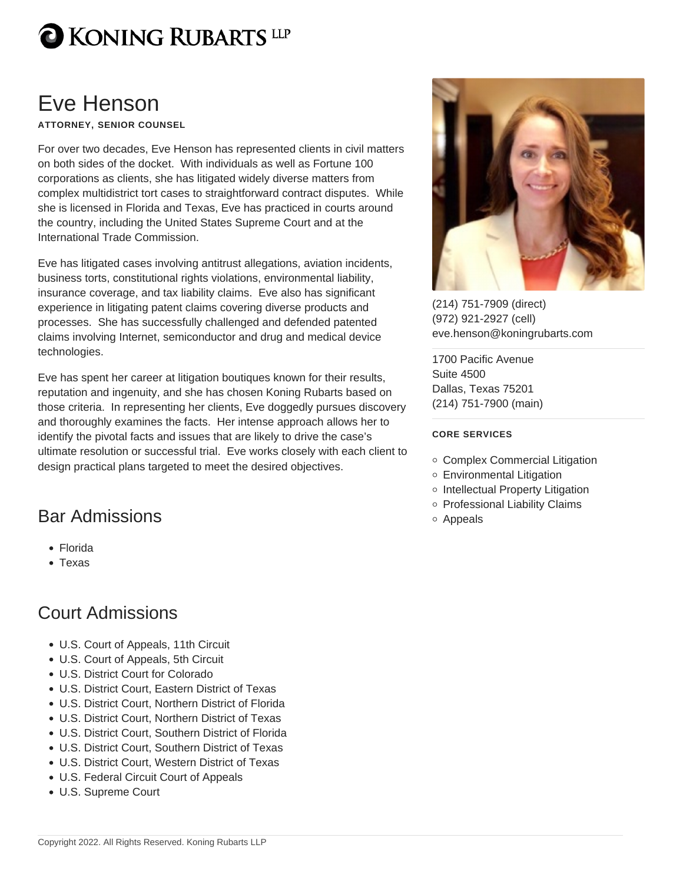# Koning Rubarts LLP

# Eve Henson

**ATTORNEY, SENIOR COUNSEL**

For over two decades, Eve Henson has represented clients in civil matters on both sides of the docket. With individuals as well as Fortune 100 corporations as clients, she has litigated widely diverse matters from complex multidistrict tort cases to straightforward contract disputes. While she is licensed in Florida and Texas, Eve has practiced in courts around the country, including the United States Supreme Court and at the International Trade Commission.

Eve has litigated cases involving antitrust allegations, aviation incidents, business torts, constitutional rights violations, environmental liability, insurance coverage, and tax liability claims. Eve also has significant experience in litigating patent claims covering diverse products and processes. She has successfully challenged and defended patented claims involving Internet, semiconductor and drug and medical device technologies.

Eve has spent her career at litigation boutiques known for their results, reputation and ingenuity, and she has chosen Koning Rubarts based on those criteria. In representing her clients, Eve doggedly pursues discovery and thoroughly examines the facts. Her intense approach allows her to identify the pivotal facts and issues that are likely to drive the case's ultimate resolution or successful trial. Eve works closely with each client to design practical plans targeted to meet the desired objectives.

(214) 751-7909 (direct)
(972) 921-2927 (cell)
eve.henson@koningrubarts.com

1700 Pacific Avenue
Suite 4500
Dallas, Texas 75201
(214) 751-7900 (main)

**CORE SERVICES**

- Complex Commercial Litigation
- Environmental Litigation
- Intellectual Property Litigation
- Professional Liability Claims
- Appeals

## Bar Admissions

- Florida
- Texas

## Court Admissions

- U.S. Court of Appeals, 11th Circuit
- U.S. Court of Appeals, 5th Circuit
- U.S. District Court for Colorado
- U.S. District Court, Eastern District of Texas
- U.S. District Court, Northern District of Florida
- U.S. District Court, Northern District of Texas
- U.S. District Court, Southern District of Florida
- U.S. District Court, Southern District of Texas
- U.S. District Court, Western District of Texas
- U.S. Federal Circuit Court of Appeals
- U.S. Supreme Court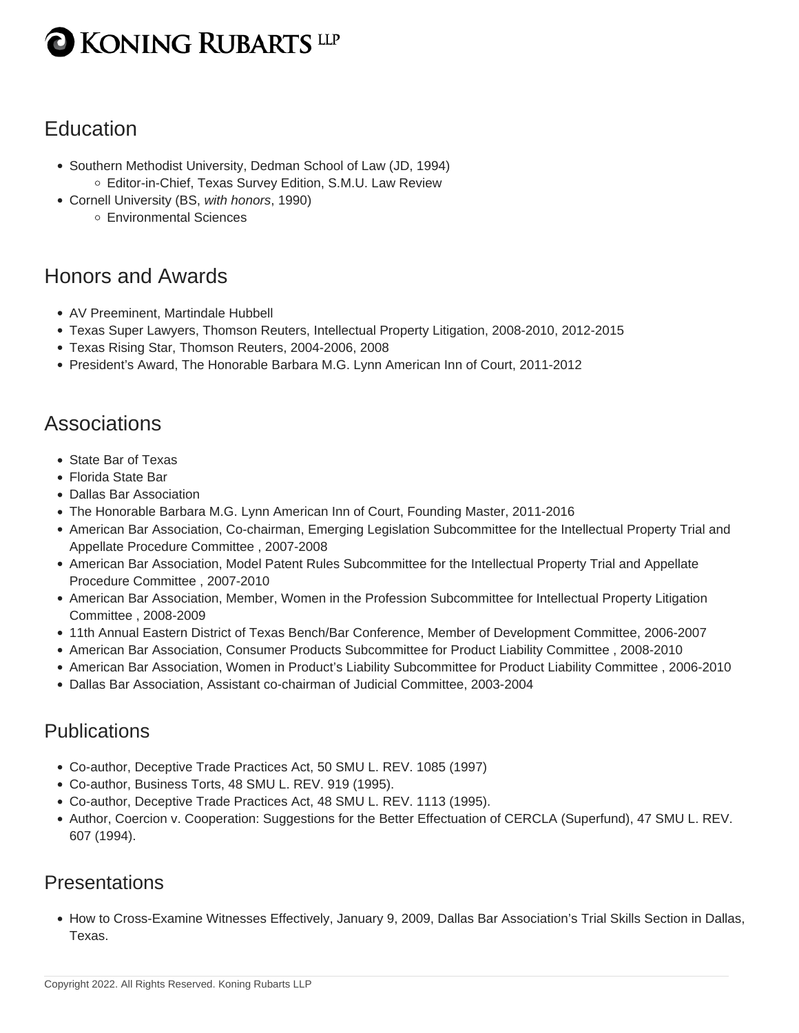## Education

- Southern Methodist University, Dedman School of Law (JD, 1994)
  - Editor-in-Chief, Texas Survey Edition, S.M.U. Law Review
- Cornell University (BS, *with honors*, 1990)
  - Environmental Sciences

## Honors and Awards

- AV Preeminent, Martindale Hubbell
- Texas Super Lawyers, Thomson Reuters, Intellectual Property Litigation, 2008-2010, 2012-2015
- Texas Rising Star, Thomson Reuters, 2004-2006, 2008
- President's Award, The Honorable Barbara M.G. Lynn American Inn of Court, 2011-2012

## Associations

- State Bar of Texas
- Florida State Bar
- Dallas Bar Association
- The Honorable Barbara M.G. Lynn American Inn of Court, Founding Master, 2011-2016
- American Bar Association, Co-chairman, Emerging Legislation Subcommittee for the Intellectual Property Trial and Appellate Procedure Committee , 2007-2008
- American Bar Association, Model Patent Rules Subcommittee for the Intellectual Property Trial and Appellate Procedure Committee , 2007-2010
- American Bar Association, Member, Women in the Profession Subcommittee for Intellectual Property Litigation Committee , 2008-2009
- 11th Annual Eastern District of Texas Bench/Bar Conference, Member of Development Committee, 2006-2007
- American Bar Association, Consumer Products Subcommittee for Product Liability Committee , 2008-2010
- American Bar Association, Women in Product's Liability Subcommittee for Product Liability Committee , 2006-2010
- Dallas Bar Association, Assistant co-chairman of Judicial Committee, 2003-2004

## Publications

- Co-author, Deceptive Trade Practices Act, 50 SMU L. REV. 1085 (1997)
- Co-author, Business Torts, 48 SMU L. REV. 919 (1995).
- Co-author, Deceptive Trade Practices Act, 48 SMU L. REV. 1113 (1995).
- Author, Coercion v. Cooperation: Suggestions for the Better Effectuation of CERCLA (Superfund), 47 SMU L. REV. 607 (1994).

## Presentations

- How to Cross-Examine Witnesses Effectively, January 9, 2009, Dallas Bar Association's Trial Skills Section in Dallas, Texas.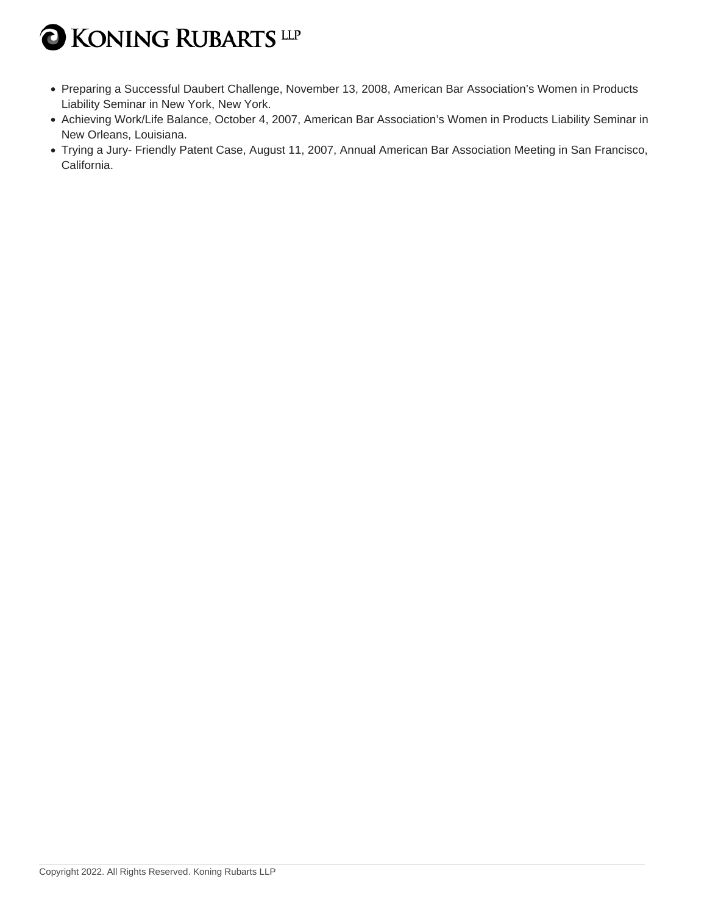- Preparing a Successful Daubert Challenge, November 13, 2008, American Bar Association's Women in Products Liability Seminar in New York, New York.
- Achieving Work/Life Balance, October 4, 2007, American Bar Association's Women in Products Liability Seminar in New Orleans, Louisiana.
- Trying a Jury- Friendly Patent Case, August 11, 2007, Annual American Bar Association Meeting in San Francisco, California.